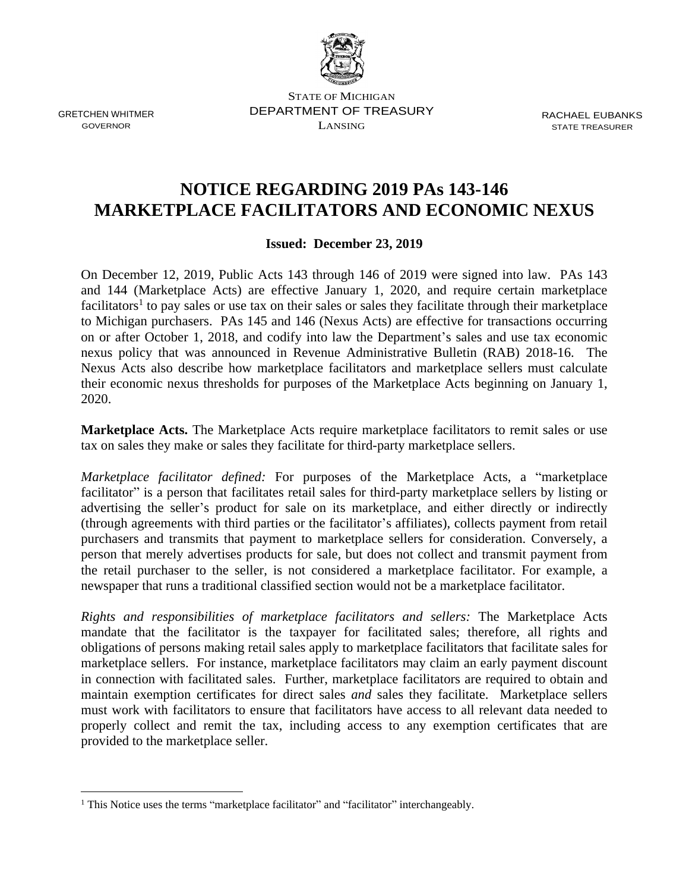STATE OF MICHIGAN
DEPARTMENT OF TREASURY
LANSING

GRETCHEN WHITMER
GOVERNOR

RACHAEL EUBANKS
STATE TREASURER

# NOTICE REGARDING 2019 PAs 143-146 MARKETPLACE FACILITATORS AND ECONOMIC NEXUS

**Issued: December 23, 2019**

On December 12, 2019, Public Acts 143 through 146 of 2019 were signed into law. PAs 143 and 144 (Marketplace Acts) are effective January 1, 2020, and require certain marketplace facilitators[1] to pay sales or use tax on their sales or sales they facilitate through their marketplace to Michigan purchasers. PAs 145 and 146 (Nexus Acts) are effective for transactions occurring on or after October 1, 2018, and codify into law the Department's sales and use tax economic nexus policy that was announced in Revenue Administrative Bulletin (RAB) 2018-16. The Nexus Acts also describe how marketplace facilitators and marketplace sellers must calculate their economic nexus thresholds for purposes of the Marketplace Acts beginning on January 1, 2020.

**Marketplace Acts.** The Marketplace Acts require marketplace facilitators to remit sales or use tax on sales they make or sales they facilitate for third-party marketplace sellers.

*Marketplace facilitator defined:* For purposes of the Marketplace Acts, a "marketplace facilitator" is a person that facilitates retail sales for third-party marketplace sellers by listing or advertising the seller's product for sale on its marketplace, and either directly or indirectly (through agreements with third parties or the facilitator's affiliates), collects payment from retail purchasers and transmits that payment to marketplace sellers for consideration. Conversely, a person that merely advertises products for sale, but does not collect and transmit payment from the retail purchaser to the seller, is not considered a marketplace facilitator. For example, a newspaper that runs a traditional classified section would not be a marketplace facilitator.

*Rights and responsibilities of marketplace facilitators and sellers:* The Marketplace Acts mandate that the facilitator is the taxpayer for facilitated sales; therefore, all rights and obligations of persons making retail sales apply to marketplace facilitators that facilitate sales for marketplace sellers. For instance, marketplace facilitators may claim an early payment discount in connection with facilitated sales. Further, marketplace facilitators are required to obtain and maintain exemption certificates for direct sales *and* sales they facilitate. Marketplace sellers must work with facilitators to ensure that facilitators have access to all relevant data needed to properly collect and remit the tax, including access to any exemption certificates that are provided to the marketplace seller.

[1] This Notice uses the terms "marketplace facilitator" and "facilitator" interchangeably.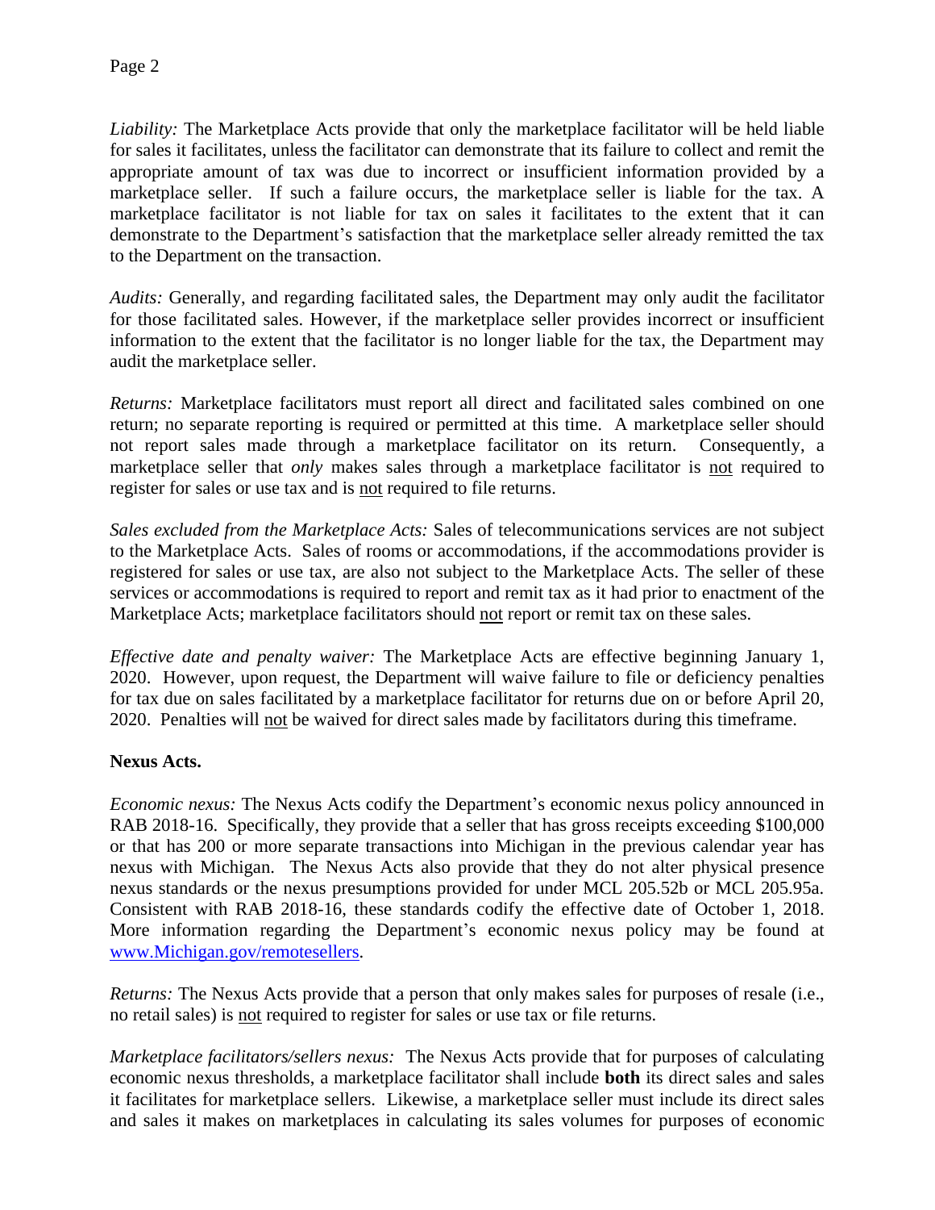*Liability:* The Marketplace Acts provide that only the marketplace facilitator will be held liable for sales it facilitates, unless the facilitator can demonstrate that its failure to collect and remit the appropriate amount of tax was due to incorrect or insufficient information provided by a marketplace seller. If such a failure occurs, the marketplace seller is liable for the tax. A marketplace facilitator is not liable for tax on sales it facilitates to the extent that it can demonstrate to the Department's satisfaction that the marketplace seller already remitted the tax to the Department on the transaction.

*Audits:* Generally, and regarding facilitated sales, the Department may only audit the facilitator for those facilitated sales. However, if the marketplace seller provides incorrect or insufficient information to the extent that the facilitator is no longer liable for the tax, the Department may audit the marketplace seller.

*Returns:* Marketplace facilitators must report all direct and facilitated sales combined on one return; no separate reporting is required or permitted at this time. A marketplace seller should not report sales made through a marketplace facilitator on its return. Consequently, a marketplace seller that *only* makes sales through a marketplace facilitator is <u>not</u> required to register for sales or use tax and is <u>not</u> required to file returns.

*Sales excluded from the Marketplace Acts:* Sales of telecommunications services are not subject to the Marketplace Acts. Sales of rooms or accommodations, if the accommodations provider is registered for sales or use tax, are also not subject to the Marketplace Acts. The seller of these services or accommodations is required to report and remit tax as it had prior to enactment of the Marketplace Acts; marketplace facilitators should <u>not</u> report or remit tax on these sales.

*Effective date and penalty waiver:* The Marketplace Acts are effective beginning January 1, 2020. However, upon request, the Department will waive failure to file or deficiency penalties for tax due on sales facilitated by a marketplace facilitator for returns due on or before April 20, 2020. Penalties will <u>not</u> be waived for direct sales made by facilitators during this timeframe.

**Nexus Acts.**

*Economic nexus:* The Nexus Acts codify the Department's economic nexus policy announced in RAB 2018-16. Specifically, they provide that a seller that has gross receipts exceeding $100,000 or that has 200 or more separate transactions into Michigan in the previous calendar year has nexus with Michigan. The Nexus Acts also provide that they do not alter physical presence nexus standards or the nexus presumptions provided for under MCL 205.52b or MCL 205.95a. Consistent with RAB 2018-16, these standards codify the effective date of October 1, 2018. More information regarding the Department's economic nexus policy may be found at [www.Michigan.gov/remotesellers](www.Michigan.gov/remotesellers).

*Returns:* The Nexus Acts provide that a person that only makes sales for purposes of resale (i.e., no retail sales) is <u>not</u> required to register for sales or use tax or file returns.

*Marketplace facilitators/sellers nexus:* The Nexus Acts provide that for purposes of calculating economic nexus thresholds, a marketplace facilitator shall include **both** its direct sales and sales it facilitates for marketplace sellers. Likewise, a marketplace seller must include its direct sales and sales it makes on marketplaces in calculating its sales volumes for purposes of economic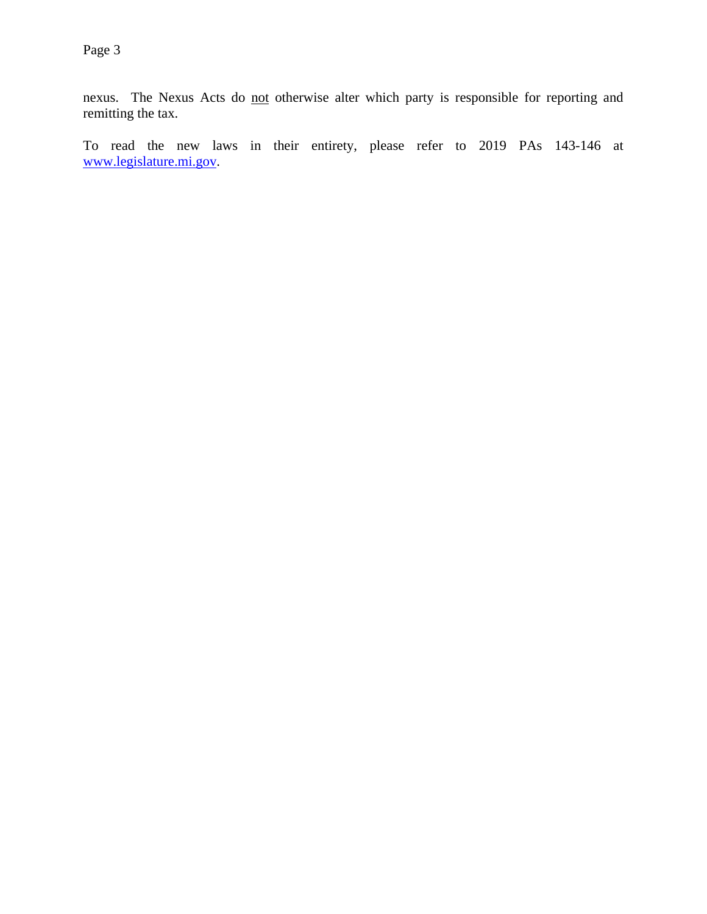nexus. The Nexus Acts do <u>not</u> otherwise alter which party is responsible for reporting and remitting the tax.

To read the new laws in their entirety, please refer to 2019 PAs 143-146 at [www.legislature.mi.gov](http://www.legislature.mi.gov).